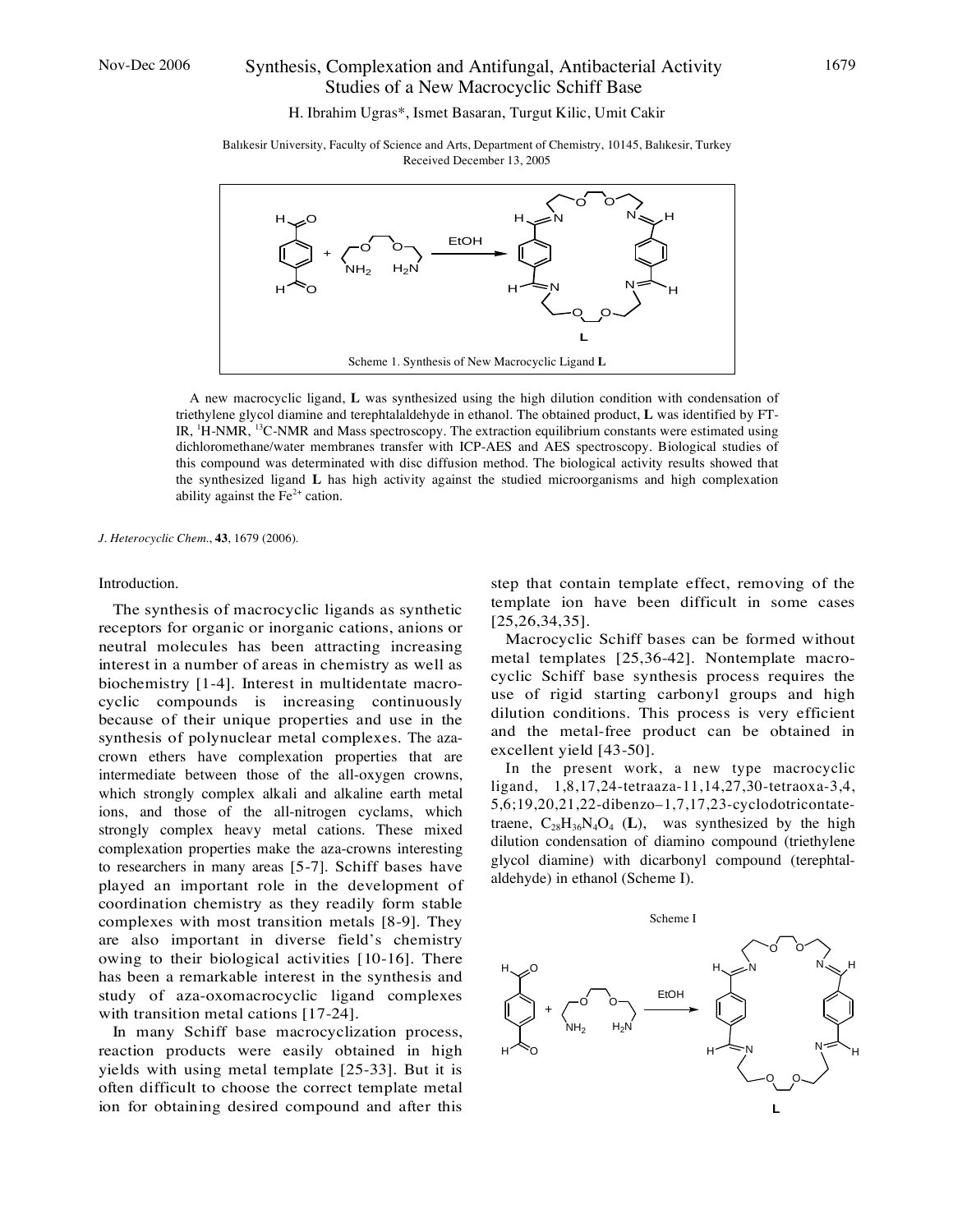# Synthesis, Complexation and Antifungal, Antibacterial Activity Studies of a New Macrocyclic Schiff Base

H. Ibrahim Ugras*, Ismet Basaran, Turgut Kilic, Umit Cakir

Balıkesir University, Faculty of Science and Arts, Department of Chemistry, 10145, Balıkesir, Turkey
Received December 13, 2005

Scheme 1. Synthesis of New Macrocyclic Ligand **L**

A new macrocyclic ligand, **L** was synthesized using the high dilution condition with condensation of triethylene glycol diamine and terephtalaldehyde in ethanol. The obtained product, **L** was identified by FT-IR, [1]H-NMR, [13]C-NMR and Mass spectroscopy. The extraction equilibrium constants were estimated using dichloromethane/water membranes transfer with ICP-AES and AES spectroscopy. Biological studies of this compound was determinated with disc diffusion method. The biological activity results showed that the synthesized ligand **L** has high activity against the studied microorganisms and high complexation ability against the $Fe^{2+}$ cation.

*J. Heterocyclic Chem.*, **43**, 1679 (2006).

## Introduction.

The synthesis of macrocyclic ligands as synthetic receptors for organic or inorganic cations, anions or neutral molecules has been attracting increasing interest in a number of areas in chemistry as well as biochemistry [1-4]. Interest in multidentate macrocyclic compounds is increasing continuously because of their unique properties and use in the synthesis of polynuclear metal complexes. The aza-crown ethers have complexation properties that are intermediate between those of the all-oxygen crowns, which strongly complex alkali and alkaline earth metal ions, and those of the all-nitrogen cyclams, which strongly complex heavy metal cations. These mixed complexation properties make the aza-crowns interesting to researchers in many areas [5-7]. Schiff bases have played an important role in the development of coordination chemistry as they readily form stable complexes with most transition metals [8-9]. They are also important in diverse field's chemistry owing to their biological activities [10-16]. There has been a remarkable interest in the synthesis and study of aza-oxomacrocyclic ligand complexes with transition metal cations [17-24].

In many Schiff base macrocyclization process, reaction products were easily obtained in high yields with using metal template [25-33]. But it is often difficult to choose the correct template metal ion for obtaining desired compound and after this step that contain template effect, removing of the template ion have been difficult in some cases [25,26,34,35].

Macrocyclic Schiff bases can be formed without metal templates [25,36-42]. Nontemplate macrocyclic Schiff base synthesis process requires the use of rigid starting carbonyl groups and high dilution conditions. This process is very efficient and the metal-free product can be obtained in excellent yield [43-50].

In the present work, a new type macrocyclic ligand, 1,8,17,24-tetraaza-11,14,27,30-tetraoxa-3,4, 5,6;19,20,21,22-dibenzo–1,7,17,23-cyclodotricontatetraene, $C_{28}H_{36}N_4O_4$ (**L**), was synthesized by the high dilution condensation of diamino compound (triethylene glycol diamine) with dicarbonyl compound (terephtalaldehyde) in ethanol (Scheme I).

Scheme I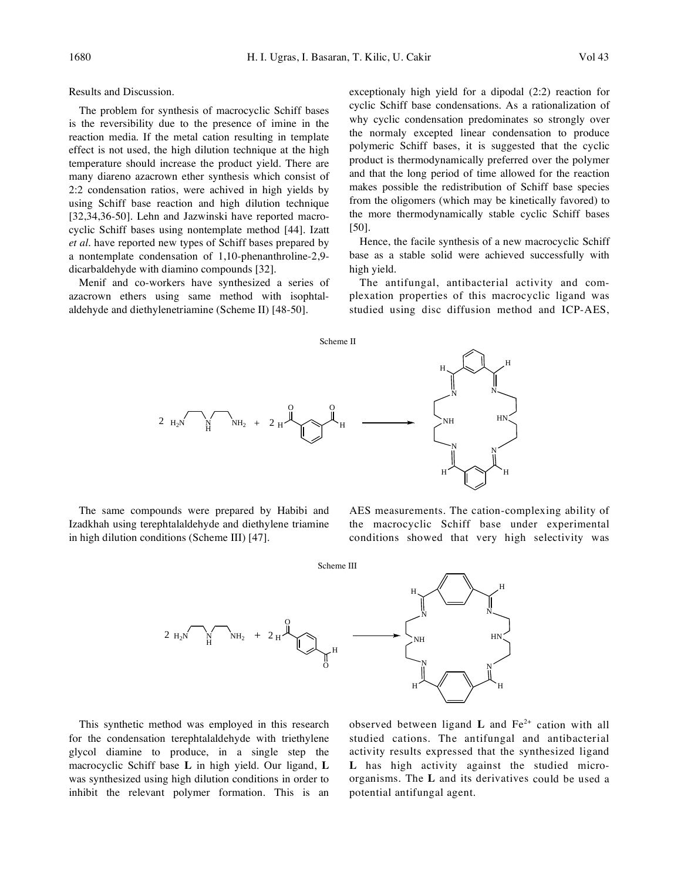Results and Discussion.

The problem for synthesis of macrocyclic Schiff bases is the reversibility due to the presence of imine in the reaction media. If the metal cation resulting in template effect is not used, the high dilution technique at the high temperature should increase the product yield. There are many diareno azacrown ether synthesis which consist of 2:2 condensation ratios, were achived in high yields by using Schiff base reaction and high dilution technique [32,34,36-50]. Lehn and Jazwinski have reported macrocyclic Schiff bases using nontemplate method [44]. Izatt *et al.* have reported new types of Schiff bases prepared by a nontemplate condensation of 1,10-phenanthroline-2,9-dicarbaldehyde with diamino compounds [32].

Menif and co-workers have synthesized a series of azacrown ethers using same method with isophtalaldehyde and diethylenetriamine (Scheme II) [48-50].

Scheme II

The same compounds were prepared by Habibi and Izadkhah using terephtalaldehyde and diethylene triamine in high dilution conditions (Scheme III) [47].

Scheme III

This synthetic method was employed in this research for the condensation terephtalaldehyde with triethylene glycol diamine to produce, in a single step the macrocyclic Schiff base **L** in high yield. Our ligand, **L** was synthesized using high dilution conditions in order to inhibit the relevant polymer formation. This is an exceptionaly high yield for a dipodal (2:2) reaction for cyclic Schiff base condensations. As a rationalization of why cyclic condensation predominates so strongly over the normaly excepted linear condensation to produce polymeric Schiff bases, it is suggested that the cyclic product is thermodynamically preferred over the polymer and that the long period of time allowed for the reaction makes possible the redistribution of Schiff base species from the oligomers (which may be kinetically favored) to the more thermodynamically stable cyclic Schiff bases [50].

Hence, the facile synthesis of a new macrocyclic Schiff base as a stable solid were achieved successfully with high yield.

The antifungal, antibacterial activity and complexation properties of this macrocyclic ligand was studied using disc diffusion method and ICP-AES, AES measurements. The cation-complexing ability of the macrocyclic Schiff base under experimental conditions showed that very high selectivity was observed between ligand **L** and $Fe^{2+}$ cation with all studied cations. The antifungal and antibacterial activity results expressed that the synthesized ligand **L** has high activity against the studied microorganisms. The **L** and its derivatives could be used a potential antifungal agent.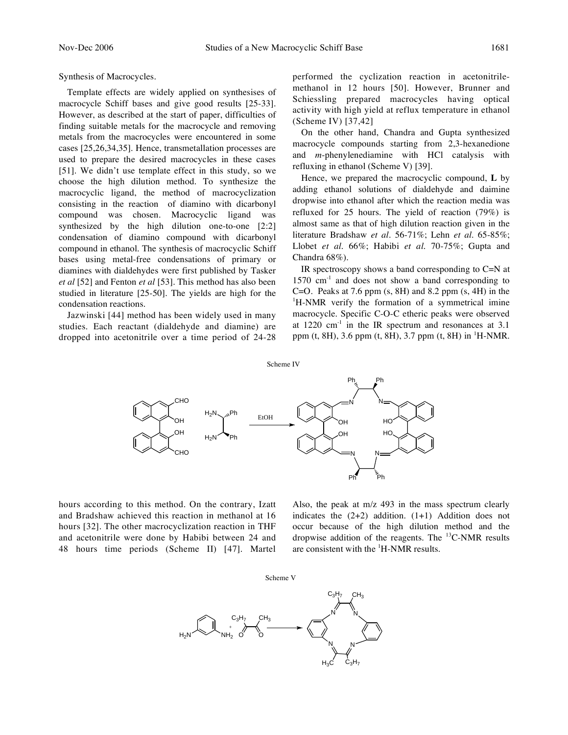Synthesis of Macrocycles.

Template effects are widely applied on synthesises of macrocycle Schiff bases and give good results [25-33]. However, as described at the start of paper, difficulties of finding suitable metals for the macrocycle and removing metals from the macrocycles were encountered in some cases [25,26,34,35]. Hence, transmetallation processes are used to prepare the desired macrocycles in these cases [51]. We didn't use template effect in this study, so we choose the high dilution method. To synthesize the macrocyclic ligand, the method of macrocyclization consisting in the reaction of diamino with dicarbonyl compound was chosen. Macrocyclic ligand was synthesized by the high dilution one-to-one [2:2] condensation of diamino compound with dicarbonyl compound in ethanol. The synthesis of macrocyclic Schiff bases using metal-free condensations of primary or diamines with dialdehydes were first published by Tasker *et al* [52] and Fenton *et al* [53]. This method has also been studied in literature [25-50]. The yields are high for the condensation reactions.

Jazwinski [44] method has been widely used in many studies. Each reactant (dialdehyde and diamine) are dropped into acetonitrile over a time period of 24-28 hours according to this method. On the contrary, Izatt and Bradshaw achieved this reaction in methanol at 16 hours [32]. The other macrocyclization reaction in THF and acetonitrile were done by Habibi between 24 and 48 hours time periods (Scheme II) [47]. Martel performed the cyclization reaction in acetonitrile-methanol in 12 hours [50]. However, Brunner and Schiessling prepared macrocycles having optical activity with high yield at reflux temperature in ethanol (Scheme IV) [37,42]

On the other hand, Chandra and Gupta synthesized macrocycle compounds starting from 2,3-hexanedione and *m*-phenylenediamine with HCl catalysis with refluxing in ethanol (Scheme V) [39].

Hence, we prepared the macrocyclic compound, **L** by adding ethanol solutions of dialdehyde and daimine dropwise into ethanol after which the reaction media was refluxed for 25 hours. The yield of reaction (79%) is almost same as that of high dilution reaction given in the literature Bradshaw *et al*. 56-71%; Lehn *et al.* 65-85%; Llobet *et al.* 66%; Habibi *et al.* 70-75%; Gupta and Chandra 68%).

IR spectroscopy shows a band corresponding to C=N at 1570 cm$^{-1}$ and does not show a band corresponding to C=O. Peaks at 7.6 ppm (s, 8H) and 8.2 ppm (s, 4H) in the $^{1}$H-NMR verify the formation of a symmetrical imine macrocycle. Specific C-O-C etheric peaks were observed at 1220 cm$^{-1}$ in the IR spectrum and resonances at 3.1 ppm (t, 8H), 3.6 ppm (t, 8H), 3.7 ppm (t, 8H) in $^{1}$H-NMR. Also, the peak at m/z 493 in the mass spectrum clearly indicates the (2+2) addition. (1+1) Addition does not occur because of the high dilution method and the dropwise addition of the reagents. The $^{13}$C-NMR results are consistent with the $^{1}$H-NMR results.

Scheme IV

Scheme V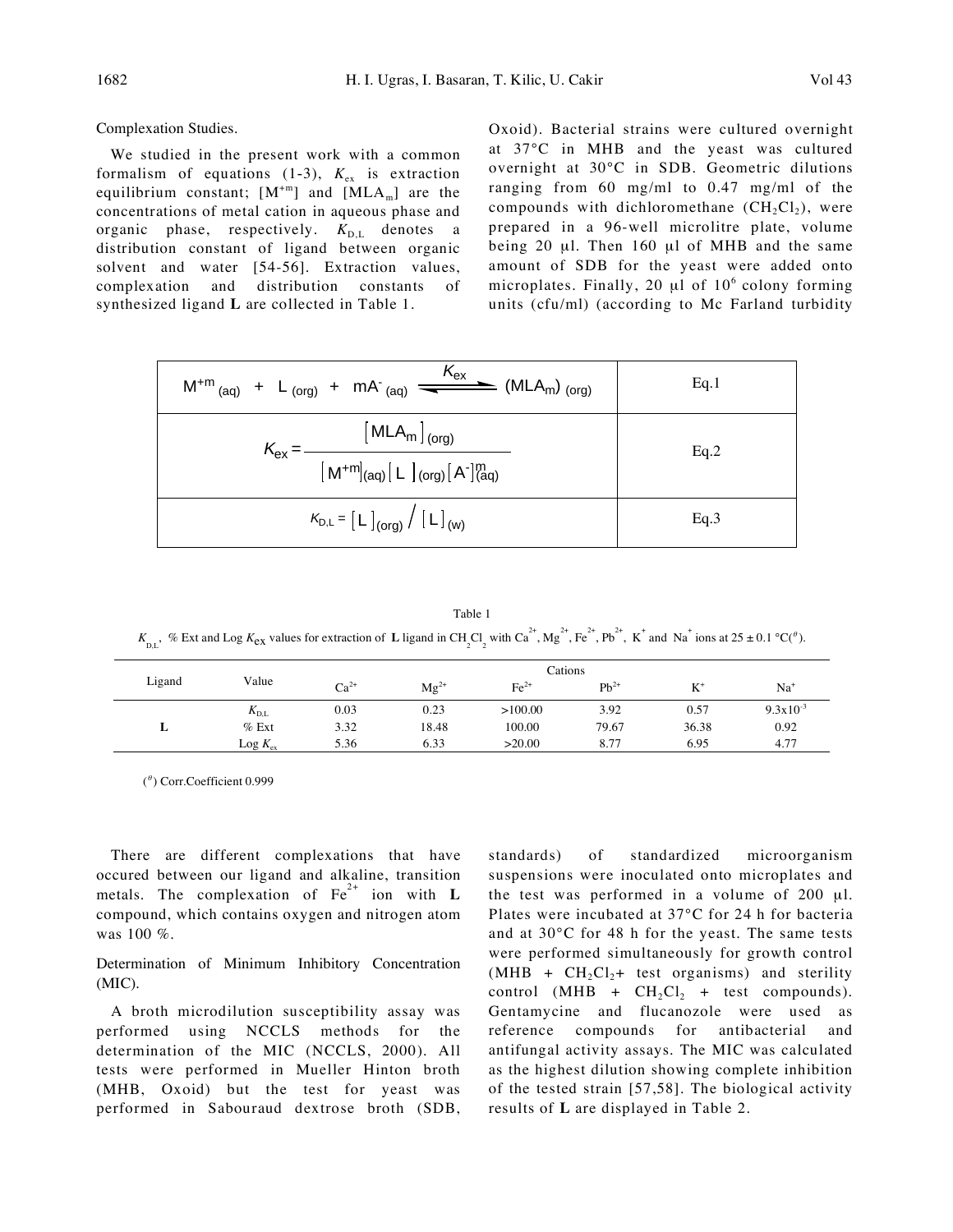Complexation Studies.

We studied in the present work with a common formalism of equations (1-3), $K_{ex}$ is extraction equilibrium constant; $[M^{+m}]$ and $[MLA_m]$ are the concentrations of metal cation in aqueous phase and organic phase, respectively. $K_{D,L}$ denotes a distribution constant of ligand between organic solvent and water [54-56]. Extraction values, complexation and distribution constants of synthesized ligand **L** are collected in Table 1.

| Equation | |
|---|---|
| $M^{+m}{}_{(aq)} + L_{(org)} + mA^{-}{}_{(aq)} \overset{K_{ex}}{\rightleftharpoons} (MLA_m)_{(org)}$ | Eq.1 |
| $K_{ex} = \dfrac{[MLA_m]_{(org)}}{[M^{+m}]_{(aq)}[L]_{(org)}[A^-]^m_{(aq)}}$ | Eq.2 |
| $K_{D,L} = [L]_{(org)} / [L]_{(w)}$ | Eq.3 |

There are different complexations that have occured between our ligand and alkaline, transition metals. The complexation of $Fe^{2+}$ ion with **L** compound, which contains oxygen and nitrogen atom was 100 %.

Table 1

$K_{D,L}$, % Ext and Log $K_{ex}$ values for extraction of **L** ligand in $CH_2Cl_2$ with $Ca^{2+}$, $Mg^{2+}$, $Fe^{2+}$, $Pb^{2+}$, $K^+$ and $Na^+$ ions at 25 ± 0.1 °C([#]).

| Ligand | Value | Cations | | | | | |
|---|---|---|---|---|---|---|---|
| | | $Ca^{2+}$ | $Mg^{2+}$ | $Fe^{2+}$ | $Pb^{2+}$ | $K^+$ | $Na^+$ |
| **L** | $K_{D,L}$ | 0.03 | 0.23 | >100.00 | 3.92 | 0.57 | $9.3x10^{-3}$ |
| | % Ext | 3.32 | 18.48 | 100.00 | 79.67 | 36.38 | 0.92 |
| | Log $K_{ex}$ | 5.36 | 6.33 | >20.00 | 8.77 | 6.95 | 4.77 |

([#]) Corr.Coefficient 0.999

Determination of Minimum Inhibitory Concentration (MIC).

A broth microdilution susceptibility assay was performed using NCCLS methods for the determination of the MIC (NCCLS, 2000). All tests were performed in Mueller Hinton broth (MHB, Oxoid) but the test for yeast was performed in Sabouraud dextrose broth (SDB, Oxoid). Bacterial strains were cultured overnight at 37°C in MHB and the yeast was cultured overnight at 30°C in SDB. Geometric dilutions ranging from 60 mg/ml to 0.47 mg/ml of the compounds with dichloromethane ($CH_2Cl_2$), were prepared in a 96-well microlitre plate, volume being 20 µl. Then 160 µl of MHB and the same amount of SDB for the yeast were added onto microplates. Finally, 20 µl of $10^6$ colony forming units (cfu/ml) (according to Mc Farland turbidity standards) of standardized microorganism suspensions were inoculated onto microplates and the test was performed in a volume of 200 µl. Plates were incubated at 37°C for 24 h for bacteria and at 30°C for 48 h for the yeast. The same tests were performed simultaneously for growth control (MHB + $CH_2Cl_2$+ test organisms) and sterility control (MHB + $CH_2Cl_2$ + test compounds). Gentamycine and flucanozole were used as reference compounds for antibacterial and antifungal activity assays. The MIC was calculated as the highest dilution showing complete inhibition of the tested strain [57,58]. The biological activity results of **L** are displayed in Table 2.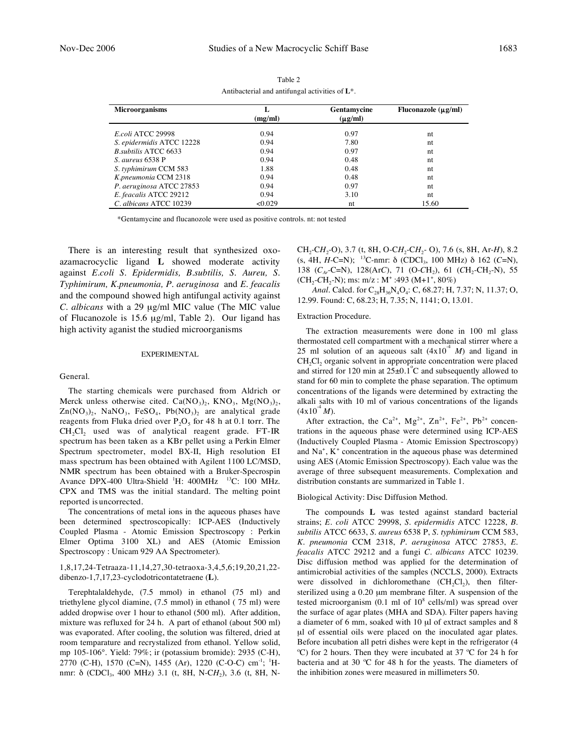Table 2
Antibacterial and antifungal activities of **L***.

| Microorganisms | L (mg/ml) | Gentamycine (μg/ml) | Fluconazole (μg/ml) |
|---|---|---|---|
| *E.coli* ATCC 29998 | 0.94 | 0.97 | nt |
| *S. epidermidis* ATCC 12228 | 0.94 | 7.80 | nt |
| *B.subtilis* ATCC 6633 | 0.94 | 0.97 | nt |
| *S. aureus* 6538 P | 0.94 | 0.48 | nt |
| *S. typhimirum* CCM 583 | 1.88 | 0.48 | nt |
| *K.pneumonia* CCM 2318 | 0.94 | 0.48 | nt |
| *P. aeruginosa* ATCC 27853 | 0.94 | 0.97 | nt |
| *E. feacalis* ATCC 29212 | 0.94 | 3.10 | nt |
| *C. albicans* ATCC 10239 | <0.029 | nt | 15.60 |

*Gentamycine and flucanozole were used as positive controls. nt: not tested

There is an interesting result that synthesized oxo-azamacrocyclic ligand **L** showed moderate activity against *E.coli S. Epidermidis, B.subtilis, S. Aureu, S. Typhimirum, K.pneumonia, P. aeruginosa* and *E. feacalis* and the compound showed high antifungal activity against *C. albicans* with a 29 μg/ml MIC value (The MIC value of Flucanozole is 15.6 μg/ml, Table 2). Our ligand has high activity aganist the studied microorganisms

## EXPERIMENTAL

General.

The starting chemicals were purchased from Aldrich or Merck unless otherwise cited. $Ca(NO_3)_2$, $KNO_3$, $Mg(NO_3)_2$, $Zn(NO_3)_2$, $NaNO_3$, $FeSO_4$, $Pb(NO_3)_2$ are analytical grade reagents from Fluka dried over $P_2O_5$ for 48 h at 0.1 torr. The $CH_2Cl_2$ used was of analytical reagent grade. FT-IR spectrum has been taken as a KBr pellet using a Perkin Elmer Spectrum spectrometer, model BX-II, High resolution EI mass spectrum has been obtained with Agilent 1100 LC/MSD, NMR spectrum has been obtained with a Bruker-Specrospin Avance DPX-400 Ultra-Shield $^1$H: 400MHz $^{13}$C: 100 MHz. CPX and TMS was the initial standard. The melting point reported is uncorrected.

The concentrations of metal ions in the aqueous phases have been determined spectroscopically: ICP-AES (Inductively Coupled Plasma - Atomic Emission Spectroscopy : Perkin Elmer Optima 3100 XL) and AES (Atomic Emission Spectroscopy : Unicam 929 AA Spectrometer).

1,8,17,24-Tetraaza-11,14,27,30-tetraoxa-3,4,5,6;19,20,21,22-dibenzo-1,7,17,23-cyclodotricontatetraene (**L**).

Terephtalaldehyde, (7.5 mmol) in ethanol (75 ml) and triethylene glycol diamine, (7.5 mmol) in ethanol ( 75 ml) were added dropwise over 1 hour to ethanol (500 ml). After addition, mixture was refluxed for 24 h. A part of ethanol (about 500 ml) was evaporated. After cooling, the solution was filtered, dried at room temparature and recrystalized from ethanol. Yellow solid, mp 105-106°. Yield: 79%; ir (potassium bromide): 2935 (C-H), 2770 (C-H), 1570 (C=N), 1455 (Ar), 1220 (C-O-C) cm$^{-1}$; $^1$H-nmr: δ ($CDCl_3$, 400 MHz) 3.1 (t, 8H, N-C*H*$_2$), 3.6 (t, 8H, N-CH$_2$-C*H*$_2$-O), 3.7 (t, 8H, O-C*H*$_2$-C*H*$_2$- O), 7.6 (s, 8H, Ar-*H*), 8.2 (s, 4H, *H*-C=N); $^{13}$C-nmr: δ ($CDCl_3$, 100 MHz) δ 162 (*C*=N), 138 ($C_{Ar}$-C=N), 128(Ar*C*), 71 (O-*C*H$_2$), 61 (*C*H$_2$-CH$_2$-N), 55 (CH$_2$-*C*H$_2$-N); ms: m/z : M$^+$ :493 (M+1$^+$, 80%)

*Anal.* Calcd. for $C_{28}H_{36}N_4O_4$: C, 68.27; H, 7.37; N, 11.37; O, 12.99. Found: C, 68.23; H, 7.35; N, 1141; O, 13.01.

Extraction Procedure.

The extraction measurements were done in 100 ml glass thermostated cell compartment with a mechanical stirrer where a 25 ml solution of an aqueous salt ($4x10^{-4}$ *M*) and ligand in $CH_2Cl_2$ organic solvent in appropriate concentration were placed and stirred for 120 min at 25±0.1°C and subsequently allowed to stand for 60 min to complete the phase separation. The optimum concentrations of the ligands were determined by extracting the alkali salts with 10 ml of various concentrations of the ligands ($4x10^{-4}$ *M*).

After extraction, the $Ca^{2+}$, $Mg^{2+}$, $Zn^{2+}$, $Fe^{2+}$, $Pb^{2+}$ concentrations in the aqueous phase were determined using ICP-AES (Inductively Coupled Plasma - Atomic Emission Spectroscopy) and $Na^+$, $K^+$ concentration in the aqueous phase was determined using AES (Atomic Emission Spectroscopy). Each value was the average of three subsequent measurements. Complexation and distribution constants are summarized in Table 1.

Biological Activity: Disc Diffusion Method.

The compounds **L** was tested against standard bacterial strains; *E. coli* ATCC 29998, *S. epidermidis* ATCC 12228, *B. subtilis* ATCC 6633, *S. aureus* 6538 P, *S. typhimirum* CCM 583, *K. pneumonia* CCM 2318, *P. aeruginosa* ATCC 27853, *E. feacalis* ATCC 29212 and a fungi *C. albicans* ATCC 10239. Disc diffusion method was applied for the determination of antimicrobial activities of the samples (NCCLS, 2000). Extracts were dissolved in dichloromethane ($CH_2Cl_2$), then filter-sterilized using a 0.20 μm membrane filter. A suspension of the tested microorganism (0.1 ml of $10^8$ cells/ml) was spread over the surface of agar plates (MHA and SDA). Filter papers having a diameter of 6 mm, soaked with 10 μl of extract samples and 8 μl of essential oils were placed on the inoculated agar plates. Before incubation all petri dishes were kept in the refrigerator (4 ºC) for 2 hours. Then they were incubated at 37 ºC for 24 h for bacteria and at 30 ºC for 48 h for the yeasts. The diameters of the inhibition zones were measured in millimeters 50.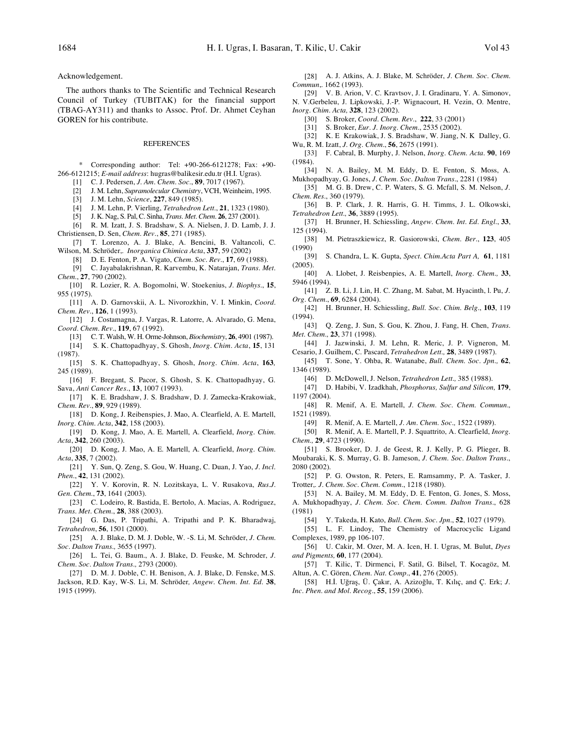Acknowledgement.

The authors thanks to The Scientific and Technical Research Council of Turkey (TUBITAK) for the financial support (TBAG-AY311) and thanks to Assoc. Prof. Dr. Ahmet Ceyhan GOREN for his contribute.

## REFERENCES

\* Corresponding author: Tel: +90-266-6121278; Fax: +90-266-6121215; *E-mail address*: hugras@balikesir.edu.tr (H.I. Ugras).

[1] C. J. Pedersen, *J. Am. Chem. Soc*., **89**, 7017 (1967).

[2] J. M. Lehn, *Supramolecular Chemistry*, VCH, Weinheim, 1995.

[3] J. M. Lehn, *Science*, **227**, 849 (1985).

[4] J. M. Lehn, P. Vierling, *Tetrahedron Lett*., **21**, 1323 (1980).

[5] J. K. Nag, S. Pal, C. Sinha, *Trans. Met. Chem.* **26**, 237 (2001).

[6] R. M. Izatt, J. S. Bradshaw, S. A. Nielsen, J. D. Lamb, J. J. Christiensen, D. Sen, *Chem. Rev*., **85**, 271 (1985).

[7] T. Lorenzo, A. J. Blake, A. Bencini, B. Valtancoli, C. Wilson, M. Schröder,. *Inorganica Chimica Acta*, **337**, 59 (2002)

[8] D. E. Fenton, P. A. Vigato, *Chem. Soc. Rev*., **17**, 69 (1988).

[9] C. Jayabalakrishnan, R. Karvembu, K. Natarajan, *Trans. Met. Chem.*, **27**, 790 (2002).

[10] R. Lozier, R. A. Bogomolni, W. Stoekenius, *J. Biophys*., **15**, 955 (1975).

[11] A. D. Garnovskii, A. L. Nivorozkhin, V. I. Minkin, *Coord. Chem. Rev*., **126**, 1 (1993).

[12] J. Costamagna, J. Vargas, R. Latorre, A. Alvarado, G. Mena, *Coord. Chem. Rev*., **119**, 67 (1992).

[13] C. T. Walsh, W. H. Orme-Johnson, *Biochemistry*, **26**, 4901 (1987).

[14] S. K. Chattopadhyay, S. Ghosh, *Inorg. Chim. Acta*, **15**, 131 (1987).

[15] S. K. Chattopadhyay, S. Ghosh, *Inorg. Chim. Acta*, **163**, 245 (1989).

[16] F. Bregant, S. Pacor, S. Ghosh, S. K. Chattopadhyay, G. Sava, *Anti Cancer Res*., **13**, 1007 (1993).

[17] K. E. Bradshaw, J. S. Bradshaw, D. J. Zamecka-Krakowiak, *Chem. Rev*., **89**, 929 (1989).

[18] D. Kong, J. Reibenspies, J. Mao, A. Clearfield, A. E. Martell, *Inorg. Chim. Acta*, **342**, 158 (2003).

[19] D. Kong, J. Mao, A. E. Martell, A. Clearfield, *Inorg. Chim. Acta*, **342**, 260 (2003).

[20] D. Kong, J. Mao, A. E. Martell, A. Clearfield, *Inorg. Chim. Acta*, **335**, 7 (2002).

[21] Y. Sun, Q. Zeng, S. Gou, W. Huang, C. Duan, J. Yao, *J. Incl. Phen*., **42**, 131 (2002).

[22] Y. V. Korovin, R. N. Lozitskaya, L. V. Rusakova, *Rus.J. Gen. Chem*., **73**, 1641 (2003).

[23] C. Lodeiro, R. Bastida, E. Bertolo, A. Macias, A. Rodriguez, *Trans. Met. Chem*., **28**, 388 (2003).

[24] G. Das, P. Tripathi, A. Tripathi and P. K. Bharadwaj, *Tetrahedron*, **56**, 1501 (2000).

[25] A. J. Blake, D. M. J. Doble, W. -S. Li, M. Schröder, *J. Chem. Soc. Dalton Trans*., 3655 (1997).

[26] L. Tei, G. Baum., A. J. Blake, D. Feuske, M. Schroder, *J. Chem. Soc. Dalton Trans.,* 2793 (2000).

[27] D. M. J. Doble, C. H. Benison, A. J. Blake, D. Fenske, M.S. Jackson, R.D. Kay, W-S. Li, M. Schröder*, Angew. Chem. Int. Ed*. **38**, 1915 (1999).

[28] A. J. Atkins, A. J. Blake, M. Schröder, *J. Chem. Soc. Chem. Commun*,. 1662 (1993).

[29] V. B. Arion, V. C. Kravtsov, J. I. Gradinaru, Y. A. Simonov, N. V.Gerbeleu, J. Lipkowski, J.-P. Wignacourt, H. Vezin, O. Mentre, *Inorg. Chim. Acta,* **328**, 123 (2002).

[30] S. Broker, *Coord. Chem. Rev*., **222**, 33 (2001)

[31] S. Broker, *Eur. J. Inorg. Chem*., 2535 (2002).

[32] K. E Krakowiak, J. S. Bradshaw, W. Jiang, N. K Dalley, G. Wu, R. M. Izatt, *J. Org. Chem*., **56**, 2675 (1991).

[33] F. Cabral, B. Murphy, J. Nelson, *Inorg. Chem. Acta*. **90**, 169 (1984).

[34] N. A. Bailey, M. M. Eddy, D. E. Fenton, S. Moss, A. Mukhopadhyay, G. Jones, *J. Chem. Soc. Dalton Trans*., 2281 (1984)

[35] M. G. B. Drew, C. P. Waters, S. G. Mcfall, S. M. Nelson, *J. Chem. Res*., 360 (1979).

[36] B. P. Clark, J. R. Harris, G. H. Timms, J. L. Olkowski, *Tetrahedron Lett.,* **36**, 3889 (1995).

[37] H. Brunner, H. Schiessling, *Angew. Chem. Int. Ed. Engl*., **33**, 125 (1994).

[38] M. Pietraszkiewicz, R. Gasiorowski, *Chem. Ber*., **123**, 405 (1990)

[39] S. Chandra, L. K. Gupta, *Spect. Chim.Acta Part A,* **61**, 1181 (2005).

[40] A. Llobet, J. Reisbenpies, A. E. Martell, *Inorg. Chem.,* **33**, 5946 (1994).

[41] Z. B. Li, J. Lin, H. C. Zhang, M. Sabat, M. Hyacinth, l. Pu, *J. Org. Chem*., **69**, 6284 (2004).

[42] H. Brunner, H. Schiessling, *Bull. Soc. Chim. Belg*., **103**, 119 (1994).

[43] Q. Zeng, J. Sun, S. Gou, K. Zhou, J. Fang, H. Chen, *Trans. Met. Chem.,* **23**, 371 (1998).

[44] J. Jazwinski, J. M. Lehn, R. Meric, J. P. Vigneron, M. Cesario, J. Guilhem, C. Pascard, *Tetrahedron Lett.,* **28**, 3489 (1987).

[45] T. Sone, Y. Ohba, R. Watanabe, *Bull. Chem. Soc. Jpn.,* **62**, 1346 (1989).

[46] D. McDowell, J. Nelson, *Tetrahedron Lett.,* 385 (1988).

[47] D. Habibi, V. Izadkhah, *Phosphorus, Sulfur and Silicon,* **179**, 1197 (2004).

[48] R. Menif, A. E. Martell, *J. Chem. Soc. Chem. Commun.,* 1521 (1989).

[49] R. Menif, A. E. Martell, *J. Am. Chem. Soc.,* 1522 (1989).

[50] R. Menif, A. E. Martell, P. J. Squattrito, A. Clearfield, *Inorg. Chem.,* **29**, 4723 (1990).

[51] S. Brooker, D. J. de Geest, R. J. Kelly, P. G. Plieger, B. Moubaraki, K. S. Murray, G. B. Jameson, *J. Chem. Soc. Dalton Trans*., 2080 (2002).

[52] P. G. Owston, R. Peters, E. Ramsammy, P. A. Tasker, J. Trotter,. *J. Chem. Soc. Chem. Comm*., 1218 (1980).

[53] N. A. Bailey, M. M. Eddy, D. E. Fenton, G. Jones, S. Moss, A. Mukhopadhyay, *J. Chem. Soc. Chem. Comm. Dalton Trans*., 628 (1981)

[54] Y. Takeda, H. Kato, *Bull. Chem. Soc. Jpn*., **52**, 1027 (1979).

[55] L. F. Lindoy, The Chemistry of Macrocyclic Ligand Complexes, 1989, pp 106-107.

[56] U. Cakir, M. Ozer, M. A. Icen, H. I. Ugras, M. Bulut, *Dyes and Pigments,* **60**, 177 (2004).

[57] T. Kilic, T. Dirmenci, F. Satil, G. Bilsel, T. Kocagöz, M. Altun, A. C. Gören, *Chem. Nat. Comp*., **41**, 276 (2005).

[58] H.İ. Uğraş, Ü. Çakır, A. Azizoğlu, T. Kılıç, and Ç. Erk; *J. Inc. Phen. and Mol. Recog*., **55**, 159 (2006).